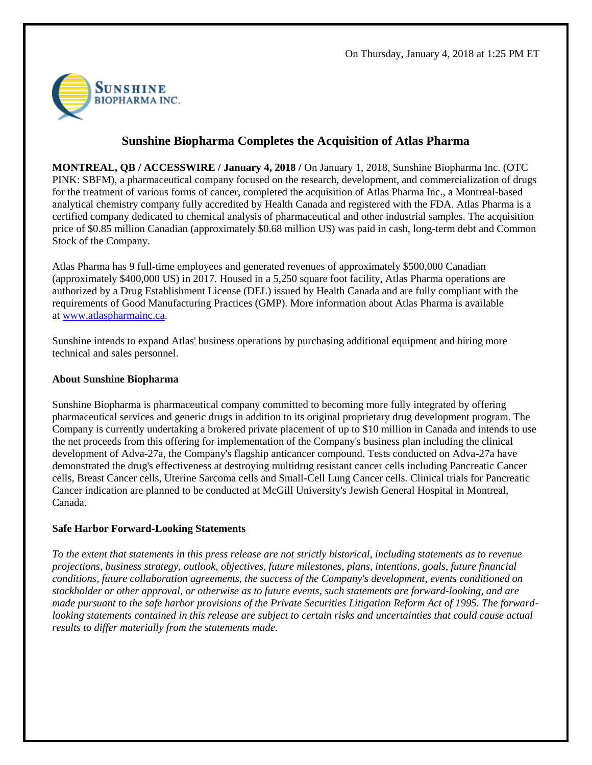On Thursday, January 4, 2018 at 1:25 PM ET

# Sunshine Biopharma Completes the Acquisition of Atlas Pharma

**MONTREAL, QB / ACCESSWIRE / January 4, 2018 /** On January 1, 2018, Sunshine Biopharma Inc. (OTC PINK: SBFM), a pharmaceutical company focused on the research, development, and commercialization of drugs for the treatment of various forms of cancer, completed the acquisition of Atlas Pharma Inc., a Montreal-based analytical chemistry company fully accredited by Health Canada and registered with the FDA. Atlas Pharma is a certified company dedicated to chemical analysis of pharmaceutical and other industrial samples. The acquisition price of $0.85 million Canadian (approximately $0.68 million US) was paid in cash, long-term debt and Common Stock of the Company.

Atlas Pharma has 9 full-time employees and generated revenues of approximately $500,000 Canadian (approximately $400,000 US) in 2017. Housed in a 5,250 square foot facility, Atlas Pharma operations are authorized by a Drug Establishment License (DEL) issued by Health Canada and are fully compliant with the requirements of Good Manufacturing Practices (GMP). More information about Atlas Pharma is available at [www.atlaspharmainc.ca](http://www.atlaspharmainc.ca).

Sunshine intends to expand Atlas' business operations by purchasing additional equipment and hiring more technical and sales personnel.

**About Sunshine Biopharma**

Sunshine Biopharma is pharmaceutical company committed to becoming more fully integrated by offering pharmaceutical services and generic drugs in addition to its original proprietary drug development program. The Company is currently undertaking a brokered private placement of up to $10 million in Canada and intends to use the net proceeds from this offering for implementation of the Company's business plan including the clinical development of Adva-27a, the Company's flagship anticancer compound. Tests conducted on Adva-27a have demonstrated the drug's effectiveness at destroying multidrug resistant cancer cells including Pancreatic Cancer cells, Breast Cancer cells, Uterine Sarcoma cells and Small-Cell Lung Cancer cells. Clinical trials for Pancreatic Cancer indication are planned to be conducted at McGill University's Jewish General Hospital in Montreal, Canada.

**Safe Harbor Forward-Looking Statements**

*To the extent that statements in this press release are not strictly historical, including statements as to revenue projections, business strategy, outlook, objectives, future milestones, plans, intentions, goals, future financial conditions, future collaboration agreements, the success of the Company's development, events conditioned on stockholder or other approval, or otherwise as to future events, such statements are forward-looking, and are made pursuant to the safe harbor provisions of the Private Securities Litigation Reform Act of 1995. The forward-looking statements contained in this release are subject to certain risks and uncertainties that could cause actual results to differ materially from the statements made.*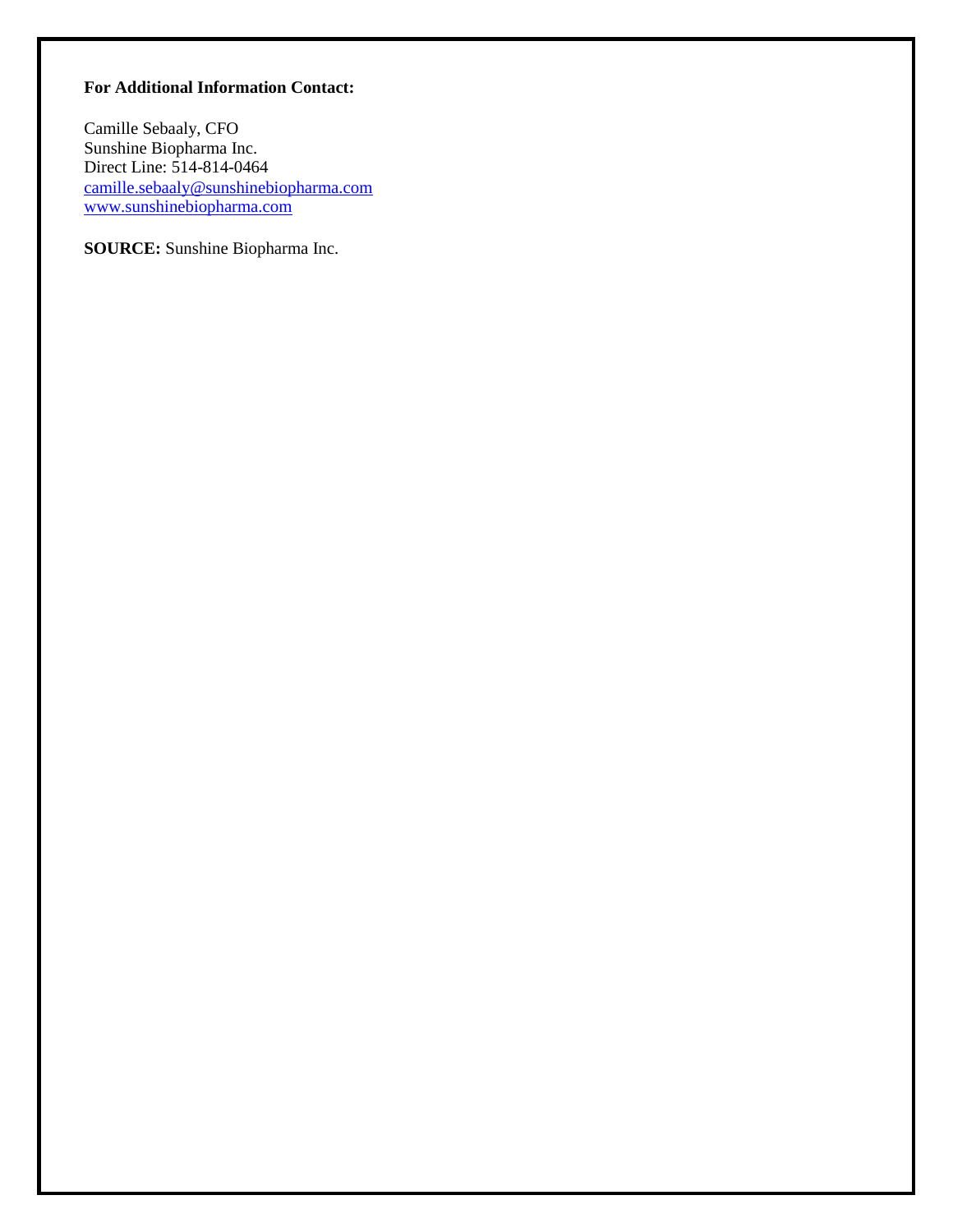**For Additional Information Contact:**

Camille Sebaaly, CFO
Sunshine Biopharma Inc.
Direct Line: 514-814-0464
camille.sebaaly@sunshinebiopharma.com
www.sunshinebiopharma.com

**SOURCE:** Sunshine Biopharma Inc.